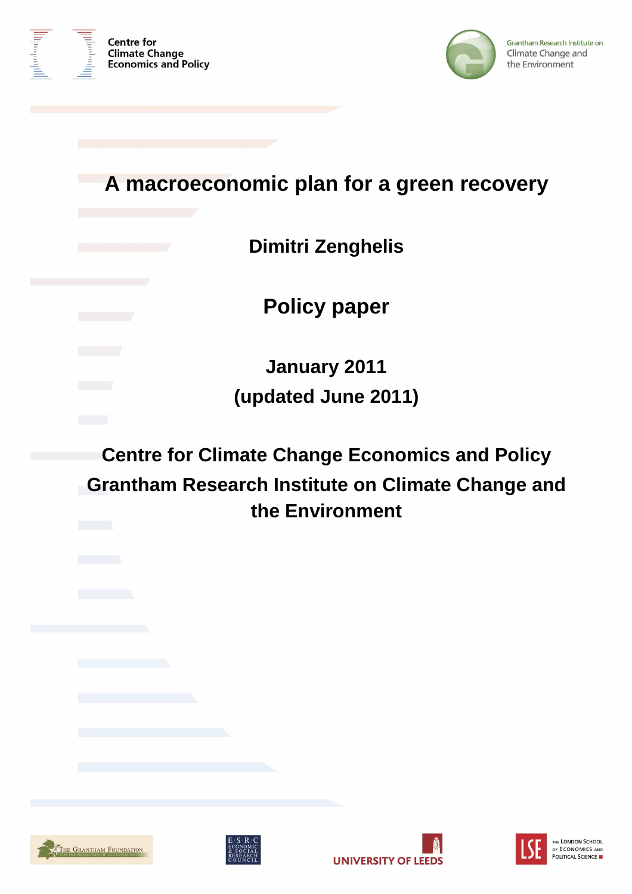Centre for Climate Change Economics and Policy

Grantham Research Institute on Climate Change and the Environment

# A macroeconomic plan for a green recovery

**Dimitri Zenghelis**

**Policy paper**

**January 2011**

**(updated June 2011)**

**Centre for Climate Change Economics and Policy**

**Grantham Research Institute on Climate Change and the Environment**

The Grantham Foundation for the Protection of the Environment

E·S·R·C Economic & Social Research Council

University of Leeds

LSE The London School of Economics and Political Science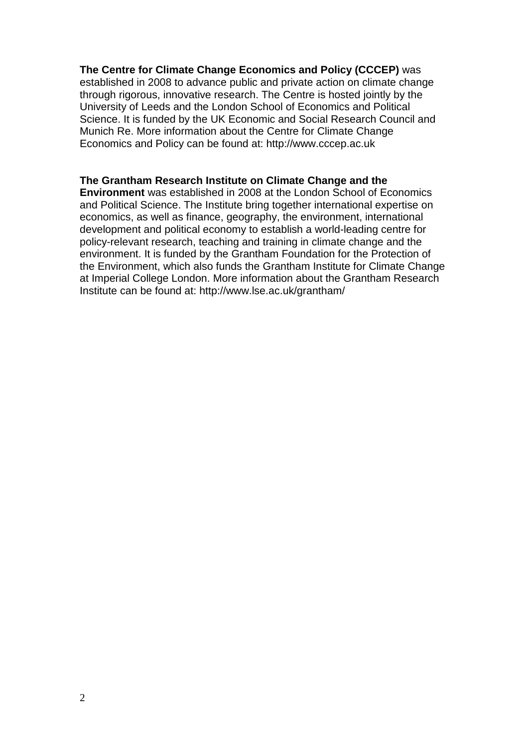**The Centre for Climate Change Economics and Policy (CCCEP)** was established in 2008 to advance public and private action on climate change through rigorous, innovative research. The Centre is hosted jointly by the University of Leeds and the London School of Economics and Political Science. It is funded by the UK Economic and Social Research Council and Munich Re. More information about the Centre for Climate Change Economics and Policy can be found at: http://www.cccep.ac.uk

**The Grantham Research Institute on Climate Change and the Environment** was established in 2008 at the London School of Economics and Political Science. The Institute bring together international expertise on economics, as well as finance, geography, the environment, international development and political economy to establish a world-leading centre for policy-relevant research, teaching and training in climate change and the environment. It is funded by the Grantham Foundation for the Protection of the Environment, which also funds the Grantham Institute for Climate Change at Imperial College London. More information about the Grantham Research Institute can be found at: http://www.lse.ac.uk/grantham/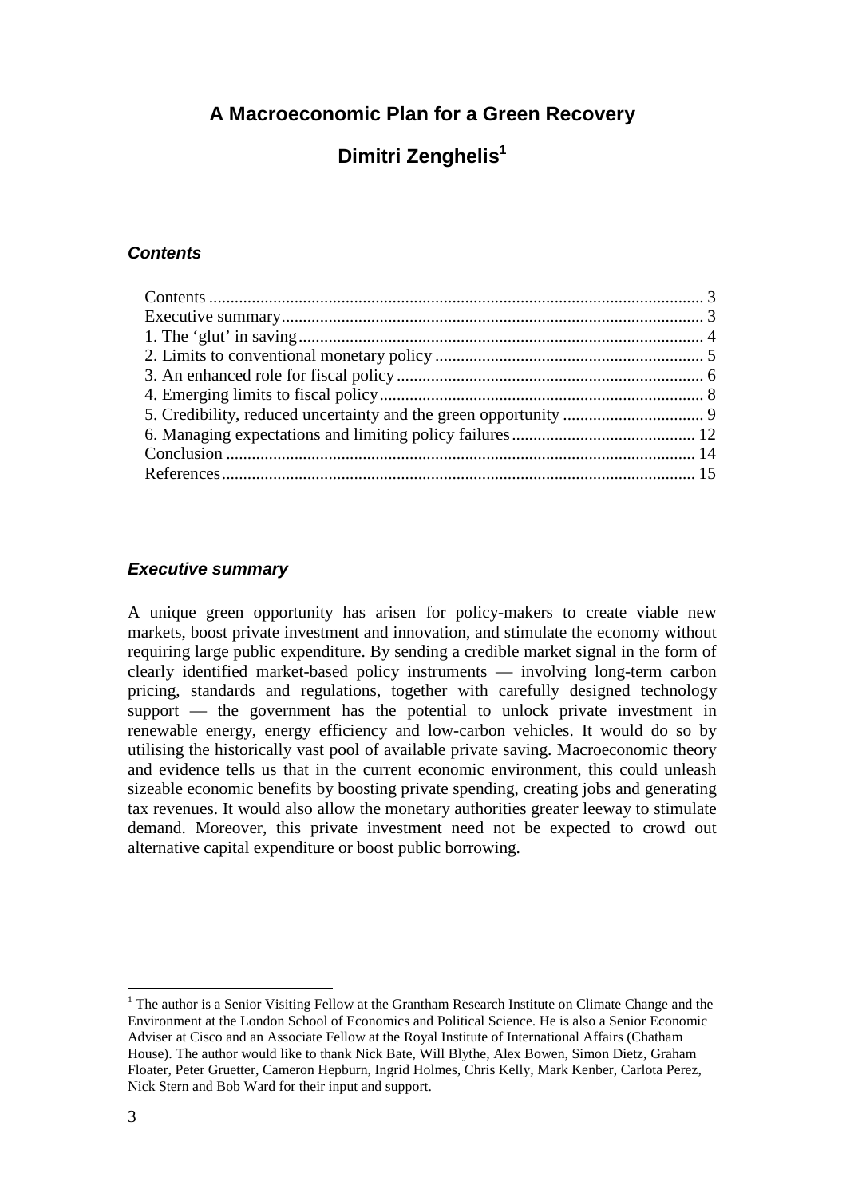# A Macroeconomic Plan for a Green Recovery

## Dimitri Zenghelis[1]

### *Contents*

- Contents ... 3
- Executive summary ... 3
- 1. The 'glut' in saving ... 4
- 2. Limits to conventional monetary policy ... 5
- 3. An enhanced role for fiscal policy ... 6
- 4. Emerging limits to fiscal policy ... 8
- 5. Credibility, reduced uncertainty and the green opportunity ... 9
- 6. Managing expectations and limiting policy failures ... 12
- Conclusion ... 14
- References ... 15

### *Executive summary*

A unique green opportunity has arisen for policy-makers to create viable new markets, boost private investment and innovation, and stimulate the economy without requiring large public expenditure. By sending a credible market signal in the form of clearly identified market-based policy instruments — involving long-term carbon pricing, standards and regulations, together with carefully designed technology support — the government has the potential to unlock private investment in renewable energy, energy efficiency and low-carbon vehicles. It would do so by utilising the historically vast pool of available private saving. Macroeconomic theory and evidence tells us that in the current economic environment, this could unleash sizeable economic benefits by boosting private spending, creating jobs and generating tax revenues. It would also allow the monetary authorities greater leeway to stimulate demand. Moreover, this private investment need not be expected to crowd out alternative capital expenditure or boost public borrowing.

[1] The author is a Senior Visiting Fellow at the Grantham Research Institute on Climate Change and the Environment at the London School of Economics and Political Science. He is also a Senior Economic Adviser at Cisco and an Associate Fellow at the Royal Institute of International Affairs (Chatham House). The author would like to thank Nick Bate, Will Blythe, Alex Bowen, Simon Dietz, Graham Floater, Peter Gruetter, Cameron Hepburn, Ingrid Holmes, Chris Kelly, Mark Kenber, Carlota Perez, Nick Stern and Bob Ward for their input and support.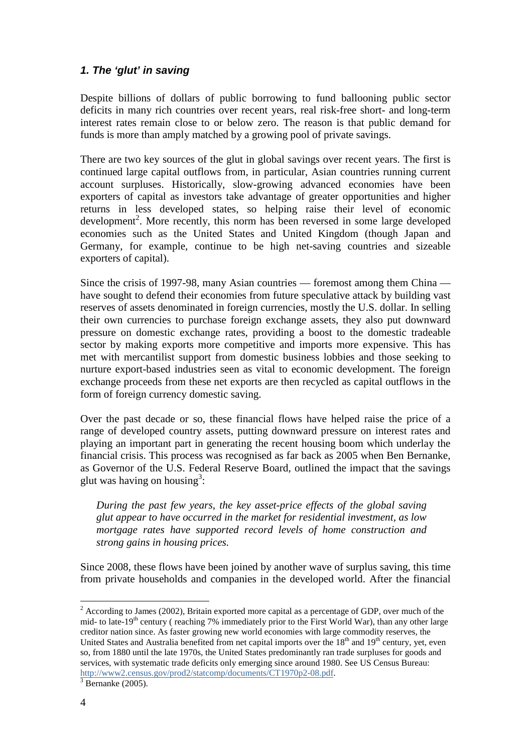### *1. The 'glut' in saving*

Despite billions of dollars of public borrowing to fund ballooning public sector deficits in many rich countries over recent years, real risk-free short- and long-term interest rates remain close to or below zero. The reason is that public demand for funds is more than amply matched by a growing pool of private savings.

There are two key sources of the glut in global savings over recent years. The first is continued large capital outflows from, in particular, Asian countries running current account surpluses. Historically, slow-growing advanced economies have been exporters of capital as investors take advantage of greater opportunities and higher returns in less developed states, so helping raise their level of economic development[2]. More recently, this norm has been reversed in some large developed economies such as the United States and United Kingdom (though Japan and Germany, for example, continue to be high net-saving countries and sizeable exporters of capital).

Since the crisis of 1997-98, many Asian countries — foremost among them China — have sought to defend their economies from future speculative attack by building vast reserves of assets denominated in foreign currencies, mostly the U.S. dollar. In selling their own currencies to purchase foreign exchange assets, they also put downward pressure on domestic exchange rates, providing a boost to the domestic tradeable sector by making exports more competitive and imports more expensive. This has met with mercantilist support from domestic business lobbies and those seeking to nurture export-based industries seen as vital to economic development. The foreign exchange proceeds from these net exports are then recycled as capital outflows in the form of foreign currency domestic saving.

Over the past decade or so, these financial flows have helped raise the price of a range of developed country assets, putting downward pressure on interest rates and playing an important part in generating the recent housing boom which underlay the financial crisis. This process was recognised as far back as 2005 when Ben Bernanke, as Governor of the U.S. Federal Reserve Board, outlined the impact that the savings glut was having on housing[3]:

> *During the past few years, the key asset-price effects of the global saving glut appear to have occurred in the market for residential investment, as low mortgage rates have supported record levels of home construction and strong gains in housing prices.*

Since 2008, these flows have been joined by another wave of surplus saving, this time from private households and companies in the developed world. After the financial

---

[2] According to James (2002), Britain exported more capital as a percentage of GDP, over much of the mid- to late-19th century ( reaching 7% immediately prior to the First World War), than any other large creditor nation since. As faster growing new world economies with large commodity reserves, the United States and Australia benefited from net capital imports over the 18th and 19th century, yet, even so, from 1880 until the late 1970s, the United States predominantly ran trade surpluses for goods and services, with systematic trade deficits only emerging since around 1980. See US Census Bureau: http://www2.census.gov/prod2/statcomp/documents/CT1970p2-08.pdf.

[3] Bernanke (2005).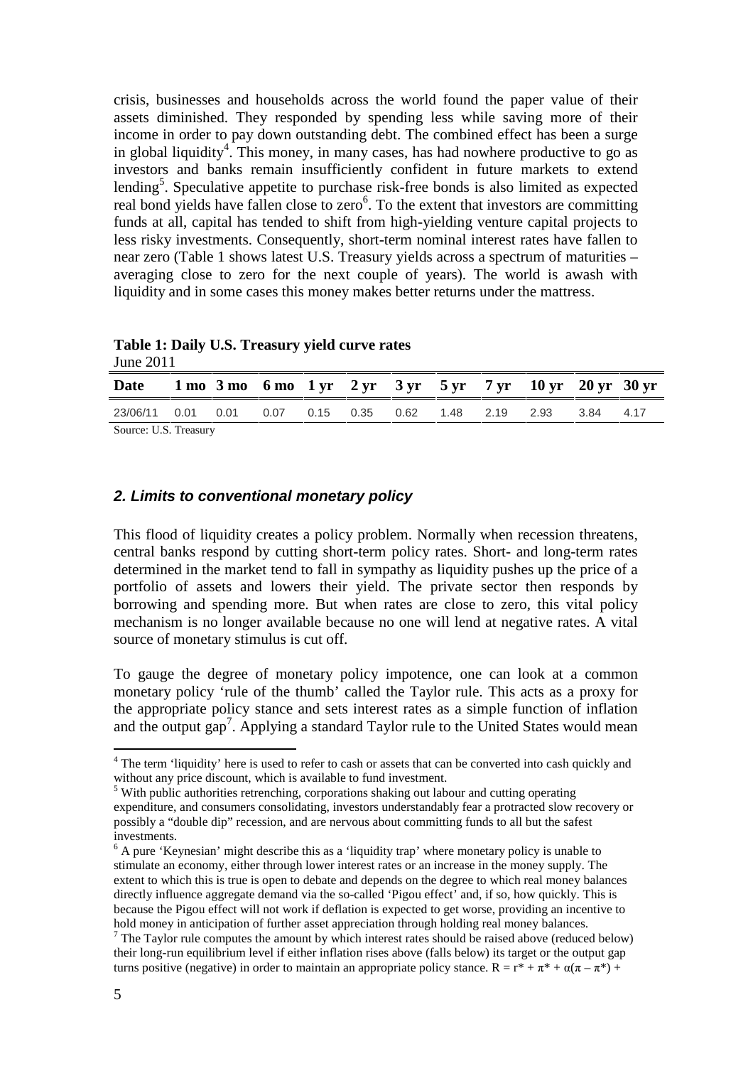crisis, businesses and households across the world found the paper value of their assets diminished. They responded by spending less while saving more of their income in order to pay down outstanding debt. The combined effect has been a surge in global liquidity[4]. This money, in many cases, has had nowhere productive to go as investors and banks remain insufficiently confident in future markets to extend lending[5]. Speculative appetite to purchase risk-free bonds is also limited as expected real bond yields have fallen close to zero[6]. To the extent that investors are committing funds at all, capital has tended to shift from high-yielding venture capital projects to less risky investments. Consequently, short-term nominal interest rates have fallen to near zero (Table 1 shows latest U.S. Treasury yields across a spectrum of maturities – averaging close to zero for the next couple of years). The world is awash with liquidity and in some cases this money makes better returns under the mattress.

**Table 1: Daily U.S. Treasury yield curve rates**
June 2011

| Date | 1 mo | 3 mo | 6 mo | 1 yr | 2 yr | 3 yr | 5 yr | 7 yr | 10 yr | 20 yr | 30 yr |
|---|---|---|---|---|---|---|---|---|---|---|---|
| 23/06/11 | 0.01 | 0.01 | 0.07 | 0.15 | 0.35 | 0.62 | 1.48 | 2.19 | 2.93 | 3.84 | 4.17 |

Source: U.S. Treasury

## *2. Limits to conventional monetary policy*

This flood of liquidity creates a policy problem. Normally when recession threatens, central banks respond by cutting short-term policy rates. Short- and long-term rates determined in the market tend to fall in sympathy as liquidity pushes up the price of a portfolio of assets and lowers their yield. The private sector then responds by borrowing and spending more. But when rates are close to zero, this vital policy mechanism is no longer available because no one will lend at negative rates. A vital source of monetary stimulus is cut off.

To gauge the degree of monetary policy impotence, one can look at a common monetary policy 'rule of the thumb' called the Taylor rule. This acts as a proxy for the appropriate policy stance and sets interest rates as a simple function of inflation and the output gap[7]. Applying a standard Taylor rule to the United States would mean

---

[4] The term 'liquidity' here is used to refer to cash or assets that can be converted into cash quickly and without any price discount, which is available to fund investment.

[5] With public authorities retrenching, corporations shaking out labour and cutting operating expenditure, and consumers consolidating, investors understandably fear a protracted slow recovery or possibly a "double dip" recession, and are nervous about committing funds to all but the safest investments.

[6] A pure 'Keynesian' might describe this as a 'liquidity trap' where monetary policy is unable to stimulate an economy, either through lower interest rates or an increase in the money supply. The extent to which this is true is open to debate and depends on the degree to which real money balances directly influence aggregate demand via the so-called 'Pigou effect' and, if so, how quickly. This is because the Pigou effect will not work if deflation is expected to get worse, providing an incentive to hold money in anticipation of further asset appreciation through holding real money balances.

[7] The Taylor rule computes the amount by which interest rates should be raised above (reduced below) their long-run equilibrium level if either inflation rises above (falls below) its target or the output gap turns positive (negative) in order to maintain an appropriate policy stance. $R = r^* + \pi^* + \alpha(\pi - \pi^*) +$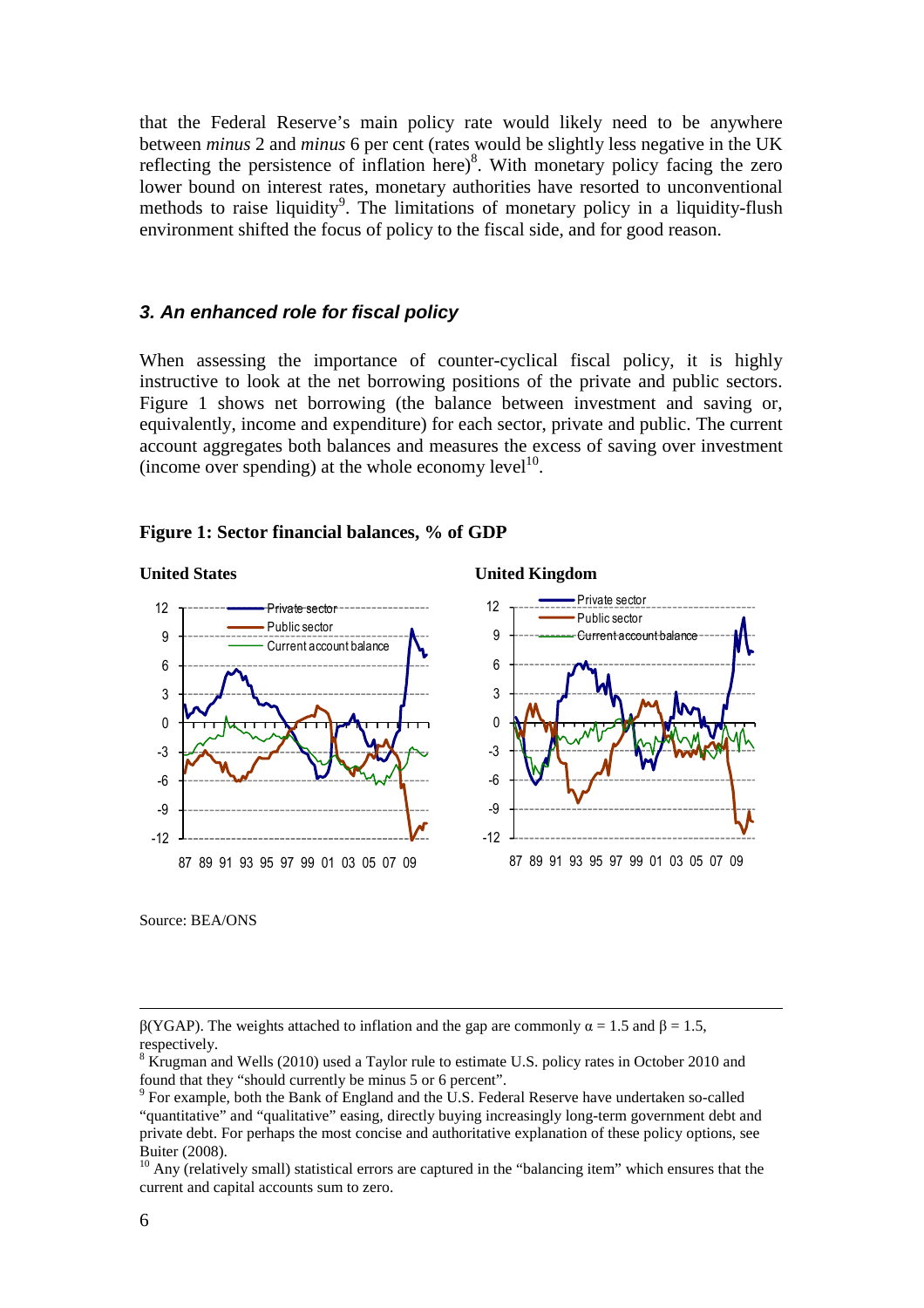that the Federal Reserve's main policy rate would likely need to be anywhere between *minus* 2 and *minus* 6 per cent (rates would be slightly less negative in the UK reflecting the persistence of inflation here)[8]. With monetary policy facing the zero lower bound on interest rates, monetary authorities have resorted to unconventional methods to raise liquidity[9]. The limitations of monetary policy in a liquidity-flush environment shifted the focus of policy to the fiscal side, and for good reason.

### *3. An enhanced role for fiscal policy*

When assessing the importance of counter-cyclical fiscal policy, it is highly instructive to look at the net borrowing positions of the private and public sectors. Figure 1 shows net borrowing (the balance between investment and saving or, equivalently, income and expenditure) for each sector, private and public. The current account aggregates both balances and measures the excess of saving over investment (income over spending) at the whole economy level[10].

**Figure 1: Sector financial balances, % of GDP**

**United States** | **United Kingdom**

Source: BEA/ONS

---

$\beta$(YGAP). The weights attached to inflation and the gap are commonly $\alpha = 1.5$ and $\beta = 1.5$, respectively.

[8] Krugman and Wells (2010) used a Taylor rule to estimate U.S. policy rates in October 2010 and found that they "should currently be minus 5 or 6 percent".

[9] For example, both the Bank of England and the U.S. Federal Reserve have undertaken so-called "quantitative" and "qualitative" easing, directly buying increasingly long-term government debt and private debt. For perhaps the most concise and authoritative explanation of these policy options, see Buiter (2008).

[10] Any (relatively small) statistical errors are captured in the "balancing item" which ensures that the current and capital accounts sum to zero.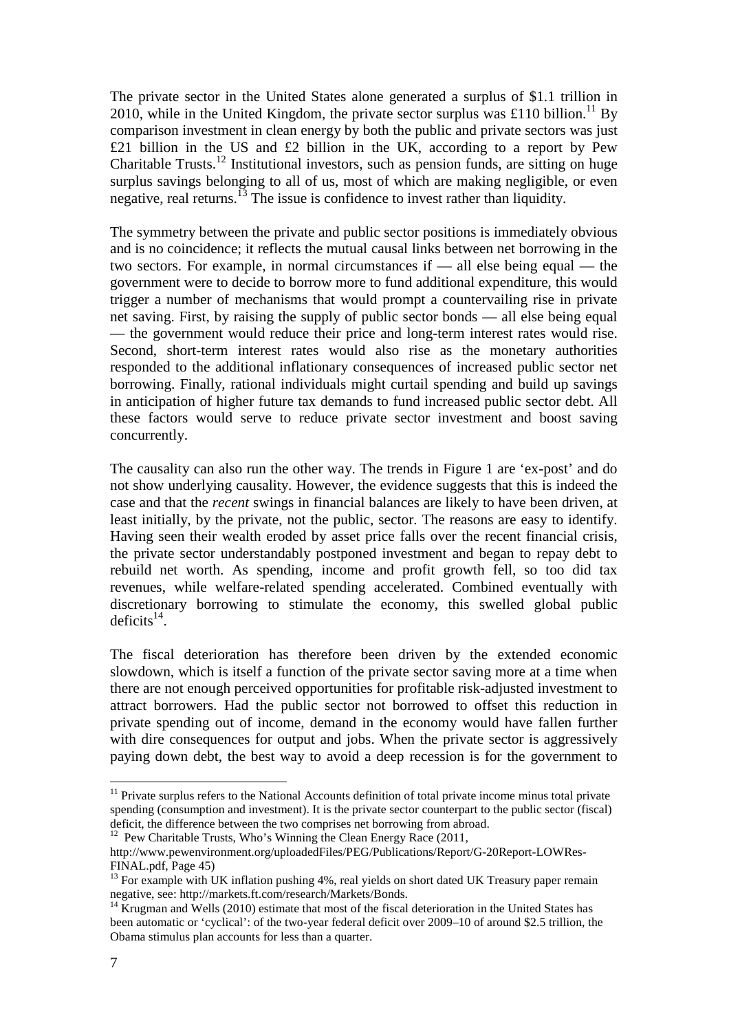The private sector in the United States alone generated a surplus of $1.1 trillion in 2010, while in the United Kingdom, the private sector surplus was £110 billion.[11] By comparison investment in clean energy by both the public and private sectors was just £21 billion in the US and £2 billion in the UK, according to a report by Pew Charitable Trusts.[12] Institutional investors, such as pension funds, are sitting on huge surplus savings belonging to all of us, most of which are making negligible, or even negative, real returns.[13] The issue is confidence to invest rather than liquidity.

The symmetry between the private and public sector positions is immediately obvious and is no coincidence; it reflects the mutual causal links between net borrowing in the two sectors. For example, in normal circumstances if — all else being equal — the government were to decide to borrow more to fund additional expenditure, this would trigger a number of mechanisms that would prompt a countervailing rise in private net saving. First, by raising the supply of public sector bonds — all else being equal — the government would reduce their price and long-term interest rates would rise. Second, short-term interest rates would also rise as the monetary authorities responded to the additional inflationary consequences of increased public sector net borrowing. Finally, rational individuals might curtail spending and build up savings in anticipation of higher future tax demands to fund increased public sector debt. All these factors would serve to reduce private sector investment and boost saving concurrently.

The causality can also run the other way. The trends in Figure 1 are 'ex-post' and do not show underlying causality. However, the evidence suggests that this is indeed the case and that the *recent* swings in financial balances are likely to have been driven, at least initially, by the private, not the public, sector. The reasons are easy to identify. Having seen their wealth eroded by asset price falls over the recent financial crisis, the private sector understandably postponed investment and began to repay debt to rebuild net worth. As spending, income and profit growth fell, so too did tax revenues, while welfare-related spending accelerated. Combined eventually with discretionary borrowing to stimulate the economy, this swelled global public deficits[14].

The fiscal deterioration has therefore been driven by the extended economic slowdown, which is itself a function of the private sector saving more at a time when there are not enough perceived opportunities for profitable risk-adjusted investment to attract borrowers. Had the public sector not borrowed to offset this reduction in private spending out of income, demand in the economy would have fallen further with dire consequences for output and jobs. When the private sector is aggressively paying down debt, the best way to avoid a deep recession is for the government to

---

[11] Private surplus refers to the National Accounts definition of total private income minus total private spending (consumption and investment). It is the private sector counterpart to the public sector (fiscal) deficit, the difference between the two comprises net borrowing from abroad.

[12] Pew Charitable Trusts, Who's Winning the Clean Energy Race (2011, http://www.pewenvironment.org/uploadedFiles/PEG/Publications/Report/G-20Report-LOWRes-FINAL.pdf, Page 45)

[13] For example with UK inflation pushing 4%, real yields on short dated UK Treasury paper remain negative, see: http://markets.ft.com/research/Markets/Bonds.

[14] Krugman and Wells (2010) estimate that most of the fiscal deterioration in the United States has been automatic or 'cyclical': of the two-year federal deficit over 2009–10 of around $2.5 trillion, the Obama stimulus plan accounts for less than a quarter.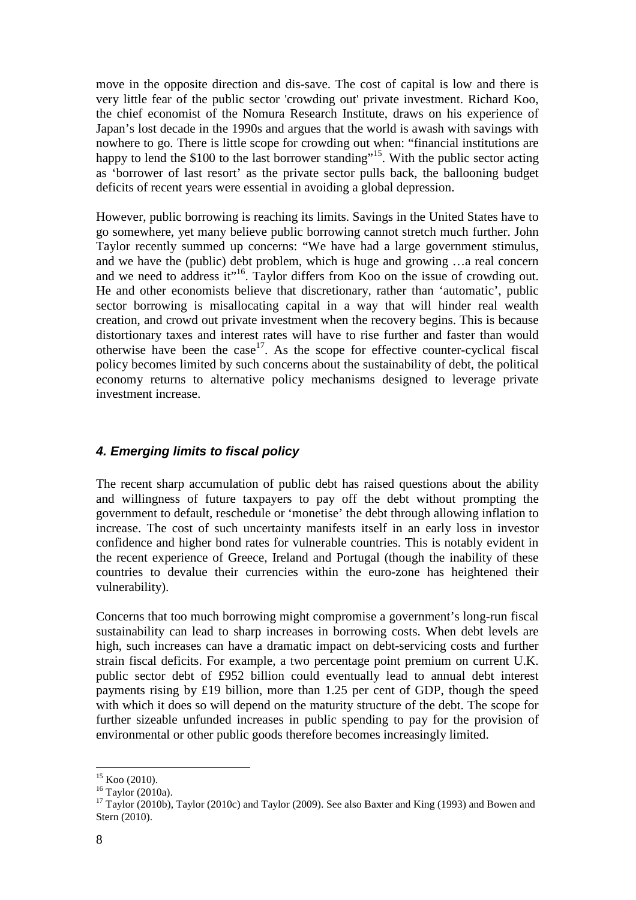move in the opposite direction and dis-save. The cost of capital is low and there is very little fear of the public sector 'crowding out' private investment. Richard Koo, the chief economist of the Nomura Research Institute, draws on his experience of Japan's lost decade in the 1990s and argues that the world is awash with savings with nowhere to go. There is little scope for crowding out when: "financial institutions are happy to lend the $100 to the last borrower standing"[15]. With the public sector acting as 'borrower of last resort' as the private sector pulls back, the ballooning budget deficits of recent years were essential in avoiding a global depression.

However, public borrowing is reaching its limits. Savings in the United States have to go somewhere, yet many believe public borrowing cannot stretch much further. John Taylor recently summed up concerns: "We have had a large government stimulus, and we have the (public) debt problem, which is huge and growing …a real concern and we need to address it"[16]. Taylor differs from Koo on the issue of crowding out. He and other economists believe that discretionary, rather than 'automatic', public sector borrowing is misallocating capital in a way that will hinder real wealth creation, and crowd out private investment when the recovery begins. This is because distortionary taxes and interest rates will have to rise further and faster than would otherwise have been the case[17]. As the scope for effective counter-cyclical fiscal policy becomes limited by such concerns about the sustainability of debt, the political economy returns to alternative policy mechanisms designed to leverage private investment increase.

## *4. Emerging limits to fiscal policy*

The recent sharp accumulation of public debt has raised questions about the ability and willingness of future taxpayers to pay off the debt without prompting the government to default, reschedule or 'monetise' the debt through allowing inflation to increase. The cost of such uncertainty manifests itself in an early loss in investor confidence and higher bond rates for vulnerable countries. This is notably evident in the recent experience of Greece, Ireland and Portugal (though the inability of these countries to devalue their currencies within the euro-zone has heightened their vulnerability).

Concerns that too much borrowing might compromise a government's long-run fiscal sustainability can lead to sharp increases in borrowing costs. When debt levels are high, such increases can have a dramatic impact on debt-servicing costs and further strain fiscal deficits. For example, a two percentage point premium on current U.K. public sector debt of £952 billion could eventually lead to annual debt interest payments rising by £19 billion, more than 1.25 per cent of GDP, though the speed with which it does so will depend on the maturity structure of the debt. The scope for further sizeable unfunded increases in public spending to pay for the provision of environmental or other public goods therefore becomes increasingly limited.

---

[15] Koo (2010).

[16] Taylor (2010a).

[17] Taylor (2010b), Taylor (2010c) and Taylor (2009). See also Baxter and King (1993) and Bowen and Stern (2010).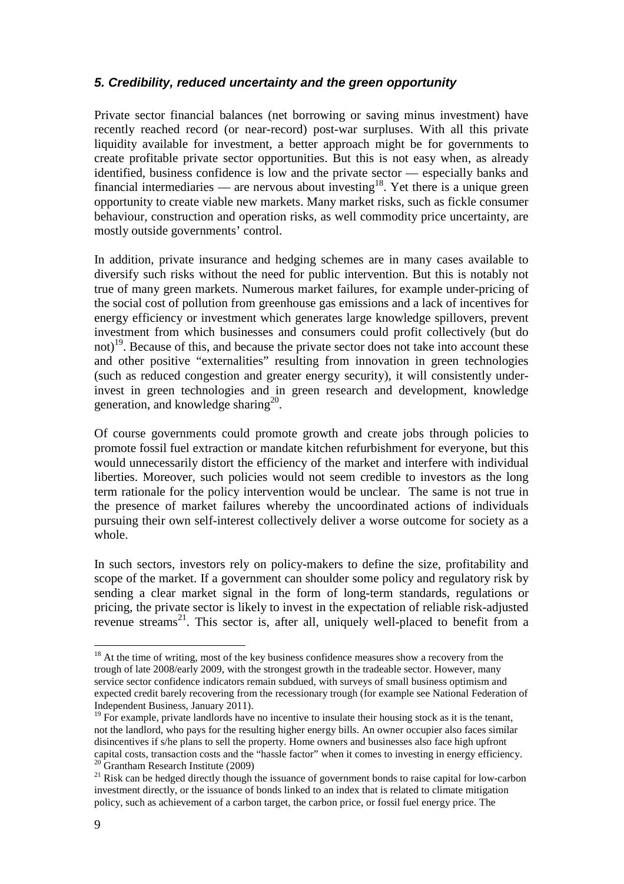### *5. Credibility, reduced uncertainty and the green opportunity*

Private sector financial balances (net borrowing or saving minus investment) have recently reached record (or near-record) post-war surpluses. With all this private liquidity available for investment, a better approach might be for governments to create profitable private sector opportunities. But this is not easy when, as already identified, business confidence is low and the private sector — especially banks and financial intermediaries — are nervous about investing[18]. Yet there is a unique green opportunity to create viable new markets. Many market risks, such as fickle consumer behaviour, construction and operation risks, as well commodity price uncertainty, are mostly outside governments' control.

In addition, private insurance and hedging schemes are in many cases available to diversify such risks without the need for public intervention. But this is notably not true of many green markets. Numerous market failures, for example under-pricing of the social cost of pollution from greenhouse gas emissions and a lack of incentives for energy efficiency or investment which generates large knowledge spillovers, prevent investment from which businesses and consumers could profit collectively (but do not)[19]. Because of this, and because the private sector does not take into account these and other positive "externalities" resulting from innovation in green technologies (such as reduced congestion and greater energy security), it will consistently under-invest in green technologies and in green research and development, knowledge generation, and knowledge sharing[20].

Of course governments could promote growth and create jobs through policies to promote fossil fuel extraction or mandate kitchen refurbishment for everyone, but this would unnecessarily distort the efficiency of the market and interfere with individual liberties. Moreover, such policies would not seem credible to investors as the long term rationale for the policy intervention would be unclear. The same is not true in the presence of market failures whereby the uncoordinated actions of individuals pursuing their own self-interest collectively deliver a worse outcome for society as a whole.

In such sectors, investors rely on policy-makers to define the size, profitability and scope of the market. If a government can shoulder some policy and regulatory risk by sending a clear market signal in the form of long-term standards, regulations or pricing, the private sector is likely to invest in the expectation of reliable risk-adjusted revenue streams[21]. This sector is, after all, uniquely well-placed to benefit from a

---

[18] At the time of writing, most of the key business confidence measures show a recovery from the trough of late 2008/early 2009, with the strongest growth in the tradeable sector. However, many service sector confidence indicators remain subdued, with surveys of small business optimism and expected credit barely recovering from the recessionary trough (for example see National Federation of Independent Business, January 2011).

[19] For example, private landlords have no incentive to insulate their housing stock as it is the tenant, not the landlord, who pays for the resulting higher energy bills. An owner occupier also faces similar disincentives if s/he plans to sell the property. Home owners and businesses also face high upfront capital costs, transaction costs and the "hassle factor" when it comes to investing in energy efficiency.

[20] Grantham Research Institute (2009)

[21] Risk can be hedged directly though the issuance of government bonds to raise capital for low-carbon investment directly, or the issuance of bonds linked to an index that is related to climate mitigation policy, such as achievement of a carbon target, the carbon price, or fossil fuel energy price. The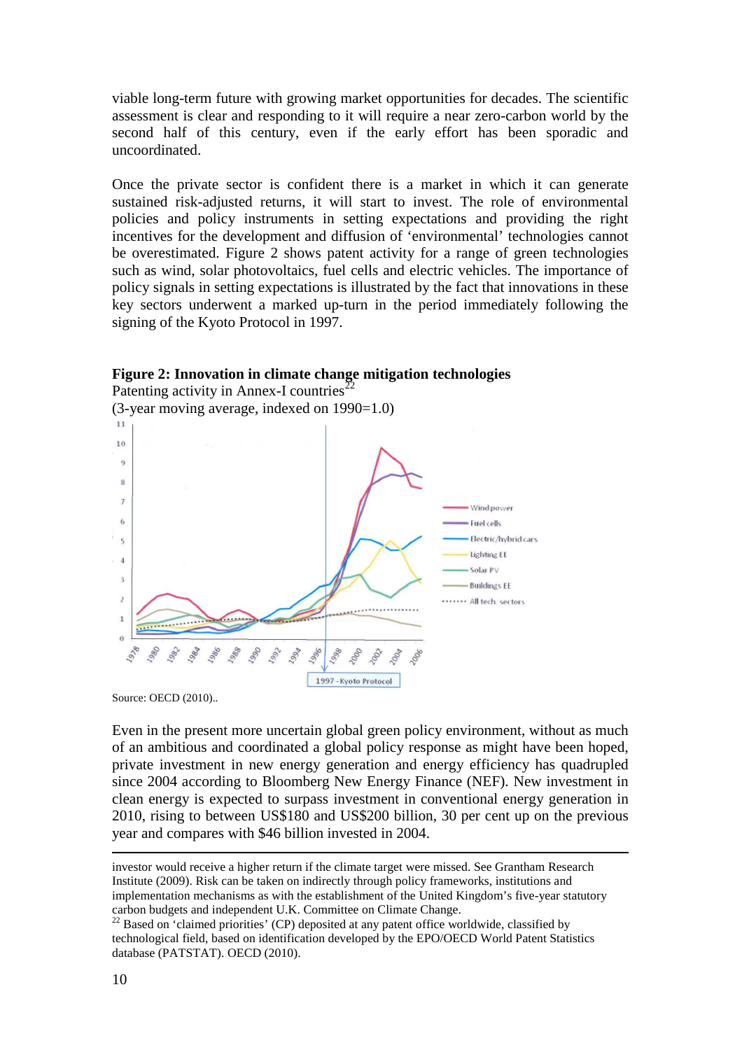viable long-term future with growing market opportunities for decades. The scientific assessment is clear and responding to it will require a near zero-carbon world by the second half of this century, even if the early effort has been sporadic and uncoordinated.

Once the private sector is confident there is a market in which it can generate sustained risk-adjusted returns, it will start to invest. The role of environmental policies and policy instruments in setting expectations and providing the right incentives for the development and diffusion of 'environmental' technologies cannot be overestimated. Figure 2 shows patent activity for a range of green technologies such as wind, solar photovoltaics, fuel cells and electric vehicles. The importance of policy signals in setting expectations is illustrated by the fact that innovations in these key sectors underwent a marked up-turn in the period immediately following the signing of the Kyoto Protocol in 1997.

**Figure 2: Innovation in climate change mitigation technologies**
Patenting activity in Annex-I countries[22]
(3-year moving average, indexed on 1990=1.0)

Source: OECD (2010)..

Even in the present more uncertain global green policy environment, without as much of an ambitious and coordinated a global policy response as might have been hoped, private investment in new energy generation and energy efficiency has quadrupled since 2004 according to Bloomberg New Energy Finance (NEF). New investment in clean energy is expected to surpass investment in conventional energy generation in 2010, rising to between US$180 and US$200 billion, 30 per cent up on the previous year and compares with $46 billion invested in 2004.

---

investor would receive a higher return if the climate target were missed. See Grantham Research Institute (2009). Risk can be taken on indirectly through policy frameworks, institutions and implementation mechanisms as with the establishment of the United Kingdom's five-year statutory carbon budgets and independent U.K. Committee on Climate Change.

[22] Based on 'claimed priorities' (CP) deposited at any patent office worldwide, classified by technological field, based on identification developed by the EPO/OECD World Patent Statistics database (PATSTAT). OECD (2010).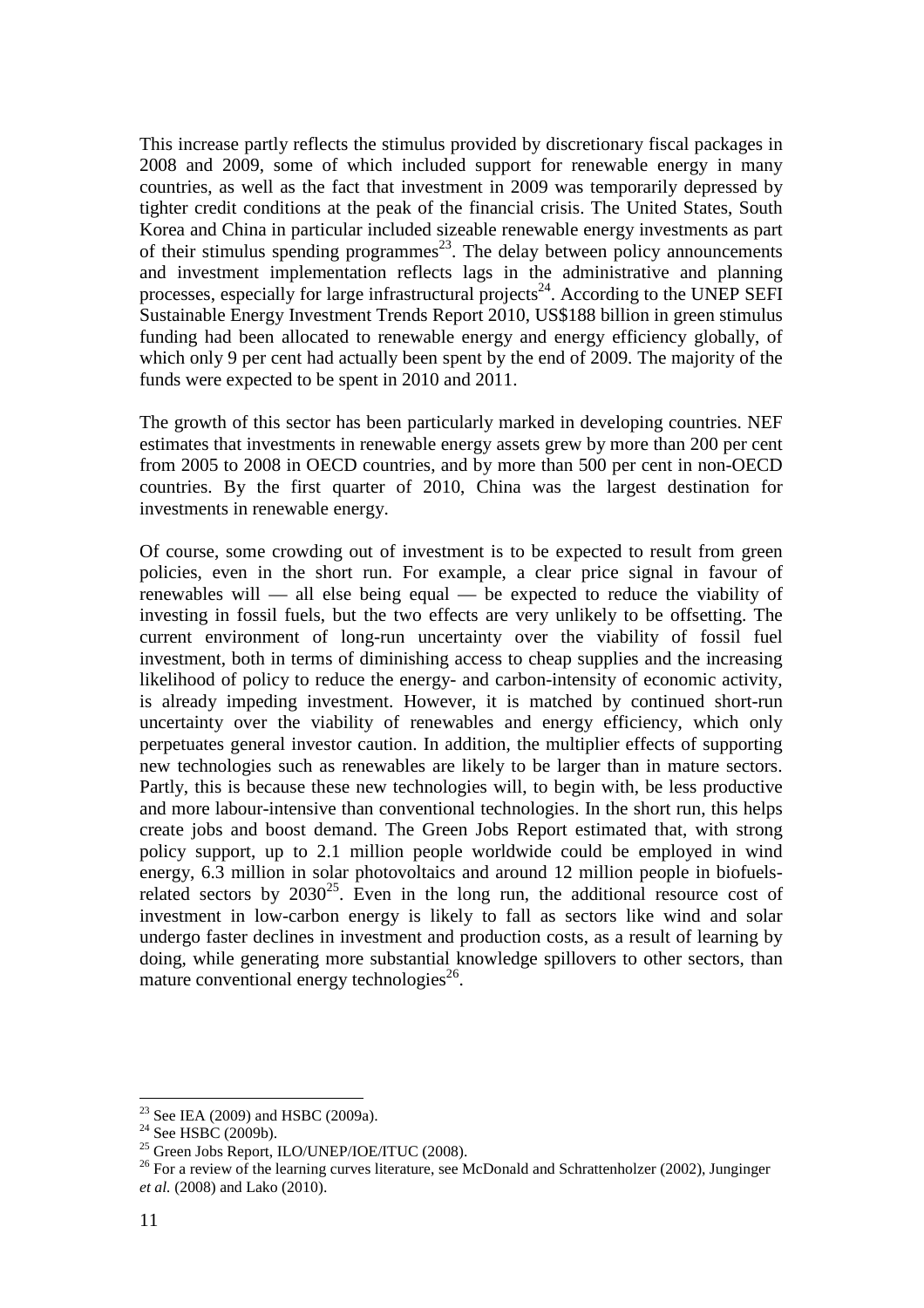This increase partly reflects the stimulus provided by discretionary fiscal packages in 2008 and 2009, some of which included support for renewable energy in many countries, as well as the fact that investment in 2009 was temporarily depressed by tighter credit conditions at the peak of the financial crisis. The United States, South Korea and China in particular included sizeable renewable energy investments as part of their stimulus spending programmes[23]. The delay between policy announcements and investment implementation reflects lags in the administrative and planning processes, especially for large infrastructural projects[24]. According to the UNEP SEFI Sustainable Energy Investment Trends Report 2010, US$188 billion in green stimulus funding had been allocated to renewable energy and energy efficiency globally, of which only 9 per cent had actually been spent by the end of 2009. The majority of the funds were expected to be spent in 2010 and 2011.

The growth of this sector has been particularly marked in developing countries. NEF estimates that investments in renewable energy assets grew by more than 200 per cent from 2005 to 2008 in OECD countries, and by more than 500 per cent in non-OECD countries. By the first quarter of 2010, China was the largest destination for investments in renewable energy.

Of course, some crowding out of investment is to be expected to result from green policies, even in the short run. For example, a clear price signal in favour of renewables will — all else being equal — be expected to reduce the viability of investing in fossil fuels, but the two effects are very unlikely to be offsetting. The current environment of long-run uncertainty over the viability of fossil fuel investment, both in terms of diminishing access to cheap supplies and the increasing likelihood of policy to reduce the energy- and carbon-intensity of economic activity, is already impeding investment. However, it is matched by continued short-run uncertainty over the viability of renewables and energy efficiency, which only perpetuates general investor caution. In addition, the multiplier effects of supporting new technologies such as renewables are likely to be larger than in mature sectors. Partly, this is because these new technologies will, to begin with, be less productive and more labour-intensive than conventional technologies. In the short run, this helps create jobs and boost demand. The Green Jobs Report estimated that, with strong policy support, up to 2.1 million people worldwide could be employed in wind energy, 6.3 million in solar photovoltaics and around 12 million people in biofuels-related sectors by 2030[25]. Even in the long run, the additional resource cost of investment in low-carbon energy is likely to fall as sectors like wind and solar undergo faster declines in investment and production costs, as a result of learning by doing, while generating more substantial knowledge spillovers to other sectors, than mature conventional energy technologies[26].

---

[23] See IEA (2009) and HSBC (2009a).

[24] See HSBC (2009b).

[25] Green Jobs Report, ILO/UNEP/IOE/ITUC (2008).

[26] For a review of the learning curves literature, see McDonald and Schrattenholzer (2002), Junginger *et al.* (2008) and Lako (2010).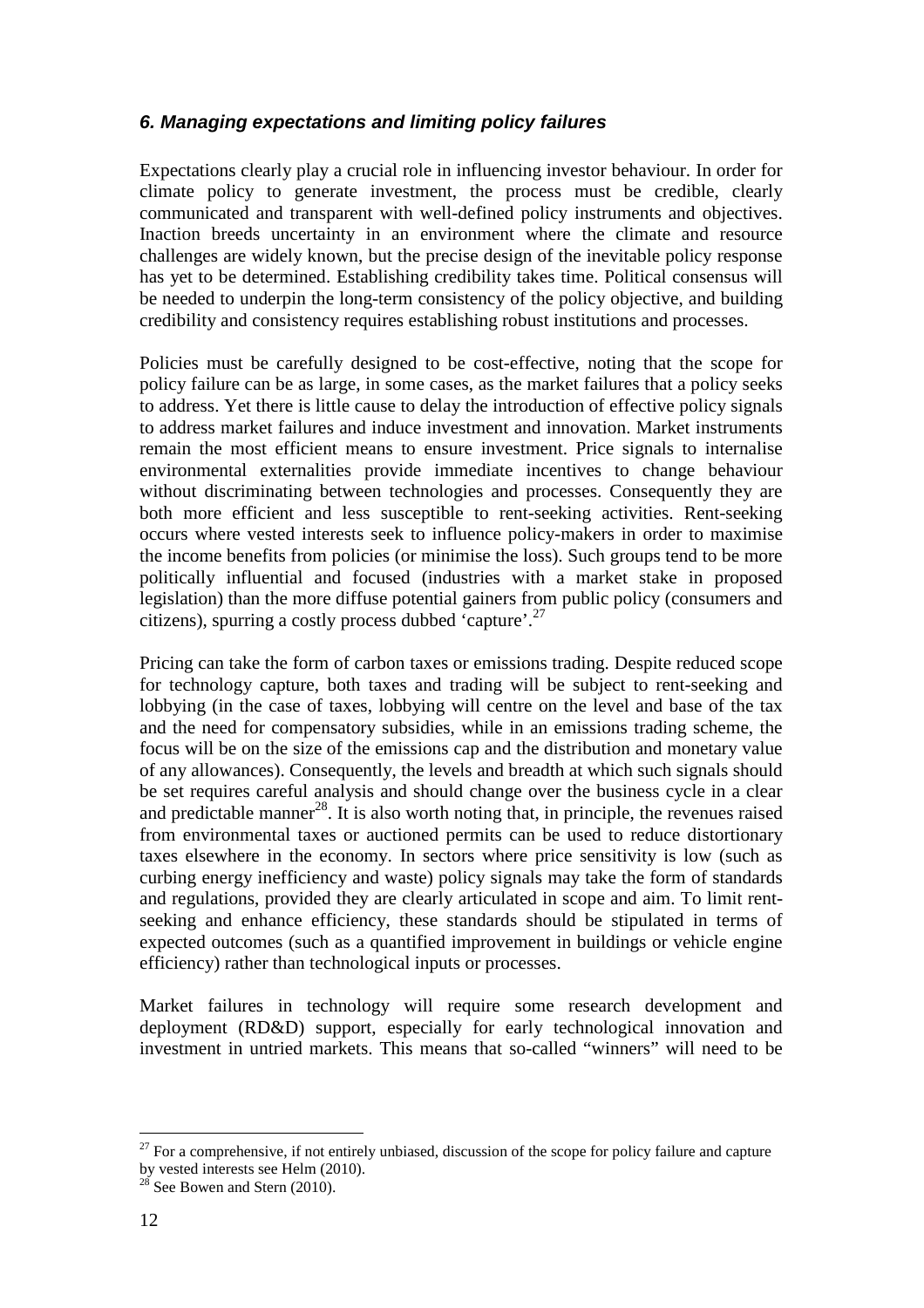### *6. Managing expectations and limiting policy failures*

Expectations clearly play a crucial role in influencing investor behaviour. In order for climate policy to generate investment, the process must be credible, clearly communicated and transparent with well-defined policy instruments and objectives. Inaction breeds uncertainty in an environment where the climate and resource challenges are widely known, but the precise design of the inevitable policy response has yet to be determined. Establishing credibility takes time. Political consensus will be needed to underpin the long-term consistency of the policy objective, and building credibility and consistency requires establishing robust institutions and processes.

Policies must be carefully designed to be cost-effective, noting that the scope for policy failure can be as large, in some cases, as the market failures that a policy seeks to address. Yet there is little cause to delay the introduction of effective policy signals to address market failures and induce investment and innovation. Market instruments remain the most efficient means to ensure investment. Price signals to internalise environmental externalities provide immediate incentives to change behaviour without discriminating between technologies and processes. Consequently they are both more efficient and less susceptible to rent-seeking activities. Rent-seeking occurs where vested interests seek to influence policy-makers in order to maximise the income benefits from policies (or minimise the loss). Such groups tend to be more politically influential and focused (industries with a market stake in proposed legislation) than the more diffuse potential gainers from public policy (consumers and citizens), spurring a costly process dubbed 'capture'.[27]

Pricing can take the form of carbon taxes or emissions trading. Despite reduced scope for technology capture, both taxes and trading will be subject to rent-seeking and lobbying (in the case of taxes, lobbying will centre on the level and base of the tax and the need for compensatory subsidies, while in an emissions trading scheme, the focus will be on the size of the emissions cap and the distribution and monetary value of any allowances). Consequently, the levels and breadth at which such signals should be set requires careful analysis and should change over the business cycle in a clear and predictable manner[28]. It is also worth noting that, in principle, the revenues raised from environmental taxes or auctioned permits can be used to reduce distortionary taxes elsewhere in the economy. In sectors where price sensitivity is low (such as curbing energy inefficiency and waste) policy signals may take the form of standards and regulations, provided they are clearly articulated in scope and aim. To limit rent-seeking and enhance efficiency, these standards should be stipulated in terms of expected outcomes (such as a quantified improvement in buildings or vehicle engine efficiency) rather than technological inputs or processes.

Market failures in technology will require some research development and deployment (RD&D) support, especially for early technological innovation and investment in untried markets. This means that so-called "winners" will need to be

---

[27] For a comprehensive, if not entirely unbiased, discussion of the scope for policy failure and capture by vested interests see Helm (2010).

[28] See Bowen and Stern (2010).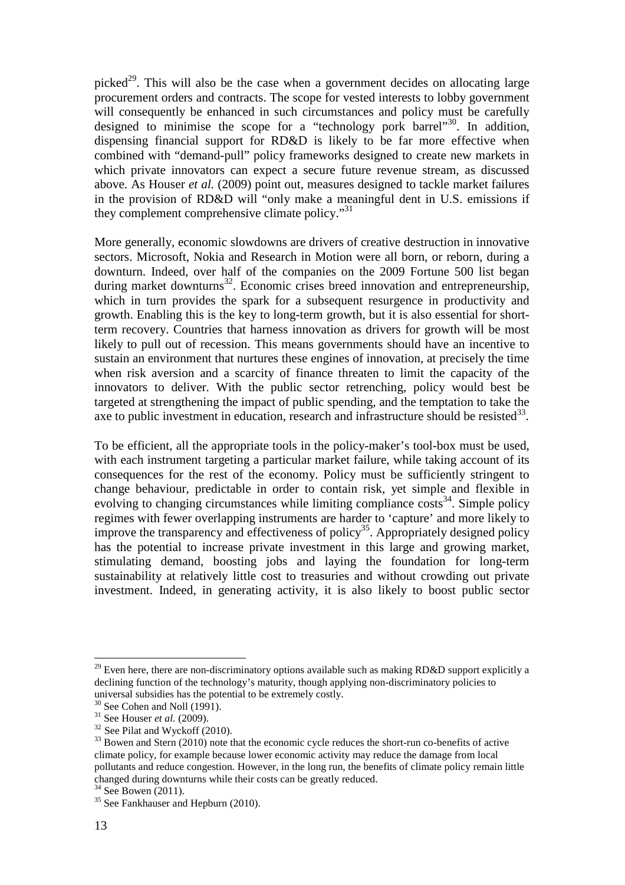picked[29]. This will also be the case when a government decides on allocating large procurement orders and contracts. The scope for vested interests to lobby government will consequently be enhanced in such circumstances and policy must be carefully designed to minimise the scope for a "technology pork barrel"[30]. In addition, dispensing financial support for RD&D is likely to be far more effective when combined with "demand-pull" policy frameworks designed to create new markets in which private innovators can expect a secure future revenue stream, as discussed above. As Houser *et al.* (2009) point out, measures designed to tackle market failures in the provision of RD&D will "only make a meaningful dent in U.S. emissions if they complement comprehensive climate policy."[31]

More generally, economic slowdowns are drivers of creative destruction in innovative sectors. Microsoft, Nokia and Research in Motion were all born, or reborn, during a downturn. Indeed, over half of the companies on the 2009 Fortune 500 list began during market downturns[32]. Economic crises breed innovation and entrepreneurship, which in turn provides the spark for a subsequent resurgence in productivity and growth. Enabling this is the key to long-term growth, but it is also essential for short-term recovery. Countries that harness innovation as drivers for growth will be most likely to pull out of recession. This means governments should have an incentive to sustain an environment that nurtures these engines of innovation, at precisely the time when risk aversion and a scarcity of finance threaten to limit the capacity of the innovators to deliver. With the public sector retrenching, policy would best be targeted at strengthening the impact of public spending, and the temptation to take the axe to public investment in education, research and infrastructure should be resisted[33].

To be efficient, all the appropriate tools in the policy-maker's tool-box must be used, with each instrument targeting a particular market failure, while taking account of its consequences for the rest of the economy. Policy must be sufficiently stringent to change behaviour, predictable in order to contain risk, yet simple and flexible in evolving to changing circumstances while limiting compliance costs[34]. Simple policy regimes with fewer overlapping instruments are harder to 'capture' and more likely to improve the transparency and effectiveness of policy[35]. Appropriately designed policy has the potential to increase private investment in this large and growing market, stimulating demand, boosting jobs and laying the foundation for long-term sustainability at relatively little cost to treasuries and without crowding out private investment. Indeed, in generating activity, it is also likely to boost public sector

---

[29] Even here, there are non-discriminatory options available such as making RD&D support explicitly a declining function of the technology's maturity, though applying non-discriminatory policies to universal subsidies has the potential to be extremely costly.

[30] See Cohen and Noll (1991).

[31] See Houser *et al.* (2009).

[32] See Pilat and Wyckoff (2010).

[33] Bowen and Stern (2010) note that the economic cycle reduces the short-run co-benefits of active climate policy, for example because lower economic activity may reduce the damage from local pollutants and reduce congestion. However, in the long run, the benefits of climate policy remain little changed during downturns while their costs can be greatly reduced.

[34] See Bowen (2011).

[35] See Fankhauser and Hepburn (2010).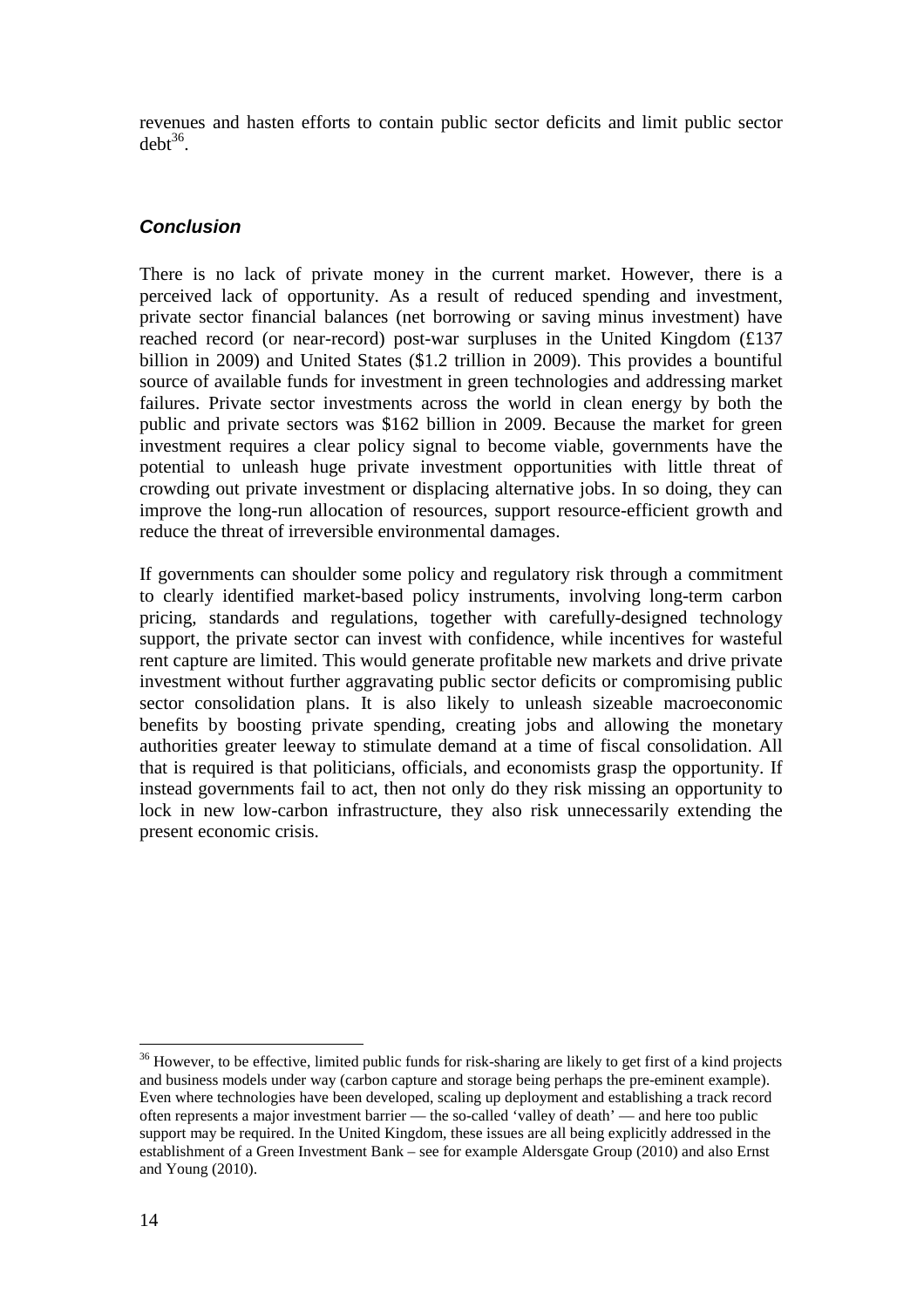revenues and hasten efforts to contain public sector deficits and limit public sector debt[36].

### *Conclusion*

There is no lack of private money in the current market. However, there is a perceived lack of opportunity. As a result of reduced spending and investment, private sector financial balances (net borrowing or saving minus investment) have reached record (or near-record) post-war surpluses in the United Kingdom (£137 billion in 2009) and United States ($1.2 trillion in 2009). This provides a bountiful source of available funds for investment in green technologies and addressing market failures. Private sector investments across the world in clean energy by both the public and private sectors was $162 billion in 2009. Because the market for green investment requires a clear policy signal to become viable, governments have the potential to unleash huge private investment opportunities with little threat of crowding out private investment or displacing alternative jobs. In so doing, they can improve the long-run allocation of resources, support resource-efficient growth and reduce the threat of irreversible environmental damages.

If governments can shoulder some policy and regulatory risk through a commitment to clearly identified market-based policy instruments, involving long-term carbon pricing, standards and regulations, together with carefully-designed technology support, the private sector can invest with confidence, while incentives for wasteful rent capture are limited. This would generate profitable new markets and drive private investment without further aggravating public sector deficits or compromising public sector consolidation plans. It is also likely to unleash sizeable macroeconomic benefits by boosting private spending, creating jobs and allowing the monetary authorities greater leeway to stimulate demand at a time of fiscal consolidation. All that is required is that politicians, officials, and economists grasp the opportunity. If instead governments fail to act, then not only do they risk missing an opportunity to lock in new low-carbon infrastructure, they also risk unnecessarily extending the present economic crisis.

---

[36] However, to be effective, limited public funds for risk-sharing are likely to get first of a kind projects and business models under way (carbon capture and storage being perhaps the pre-eminent example). Even where technologies have been developed, scaling up deployment and establishing a track record often represents a major investment barrier — the so-called 'valley of death' — and here too public support may be required. In the United Kingdom, these issues are all being explicitly addressed in the establishment of a Green Investment Bank – see for example Aldersgate Group (2010) and also Ernst and Young (2010).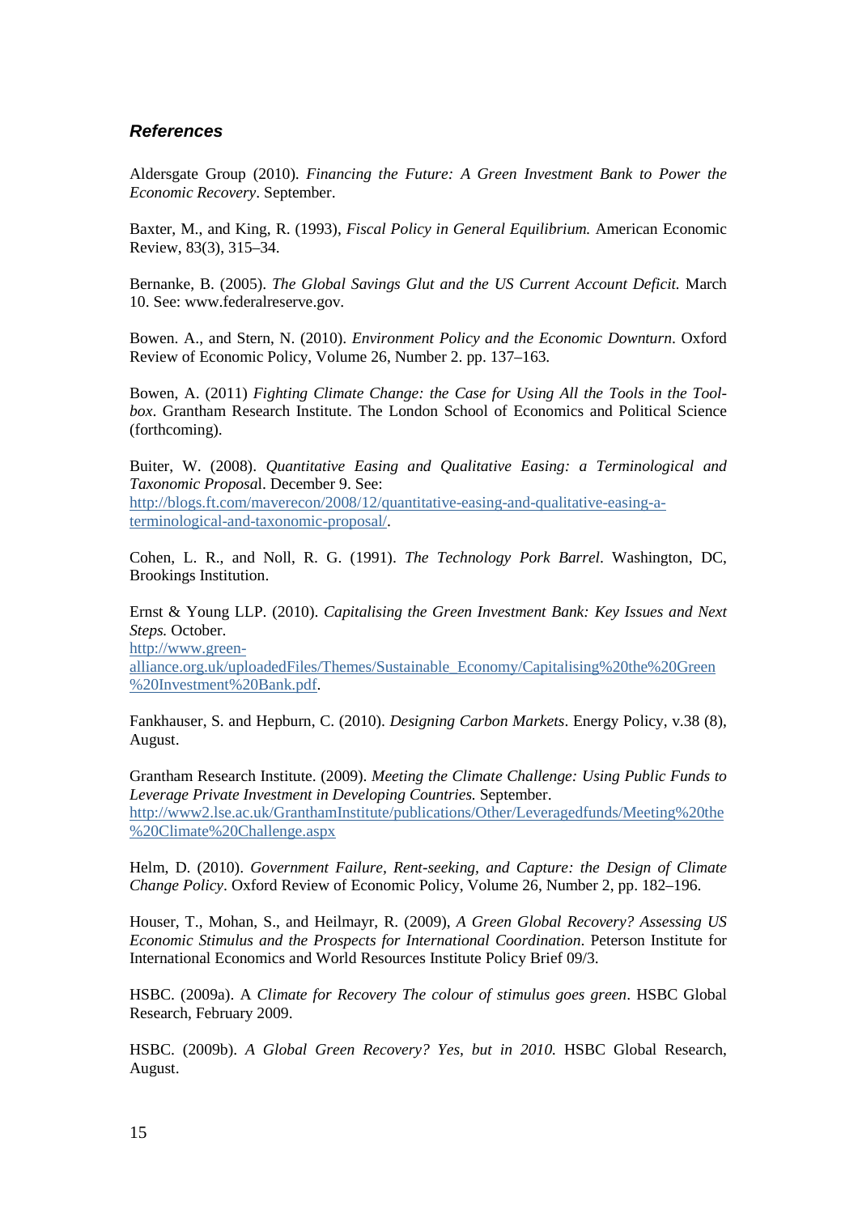### *References*

Aldersgate Group (2010). *Financing the Future: A Green Investment Bank to Power the Economic Recovery*. September.

Baxter, M., and King, R. (1993), *Fiscal Policy in General Equilibrium.* American Economic Review, 83(3), 315–34.

Bernanke, B. (2005). *The Global Savings Glut and the US Current Account Deficit.* March 10. See: www.federalreserve.gov.

Bowen. A., and Stern, N. (2010). *Environment Policy and the Economic Downturn*. Oxford Review of Economic Policy, Volume 26, Number 2. pp. 137–163.

Bowen, A. (2011) *Fighting Climate Change: the Case for Using All the Tools in the Tool-box*. Grantham Research Institute. The London School of Economics and Political Science (forthcoming).

Buiter, W. (2008). *Quantitative Easing and Qualitative Easing: a Terminological and Taxonomic Proposa*l. December 9. See: http://blogs.ft.com/maverecon/2008/12/quantitative-easing-and-qualitative-easing-a-terminological-and-taxonomic-proposal/.

Cohen, L. R., and Noll, R. G. (1991). *The Technology Pork Barrel*. Washington, DC, Brookings Institution.

Ernst & Young LLP. (2010). *Capitalising the Green Investment Bank: Key Issues and Next Steps.* October. http://www.green-alliance.org.uk/uploadedFiles/Themes/Sustainable_Economy/Capitalising%20the%20Green%20Investment%20Bank.pdf.

Fankhauser, S. and Hepburn, C. (2010). *Designing Carbon Markets*. Energy Policy, v.38 (8), August.

Grantham Research Institute. (2009). *Meeting the Climate Challenge: Using Public Funds to Leverage Private Investment in Developing Countries.* September. http://www2.lse.ac.uk/GranthamInstitute/publications/Other/Leveragedfunds/Meeting%20the%20Climate%20Challenge.aspx

Helm, D. (2010). *Government Failure, Rent-seeking, and Capture: the Design of Climate Change Policy*. Oxford Review of Economic Policy, Volume 26, Number 2, pp. 182–196.

Houser, T., Mohan, S., and Heilmayr, R. (2009), *A Green Global Recovery? Assessing US Economic Stimulus and the Prospects for International Coordination*. Peterson Institute for International Economics and World Resources Institute Policy Brief 09/3.

HSBC. (2009a). A *Climate for Recovery The colour of stimulus goes green*. HSBC Global Research, February 2009.

HSBC. (2009b). *A Global Green Recovery? Yes, but in 2010.* HSBC Global Research, August.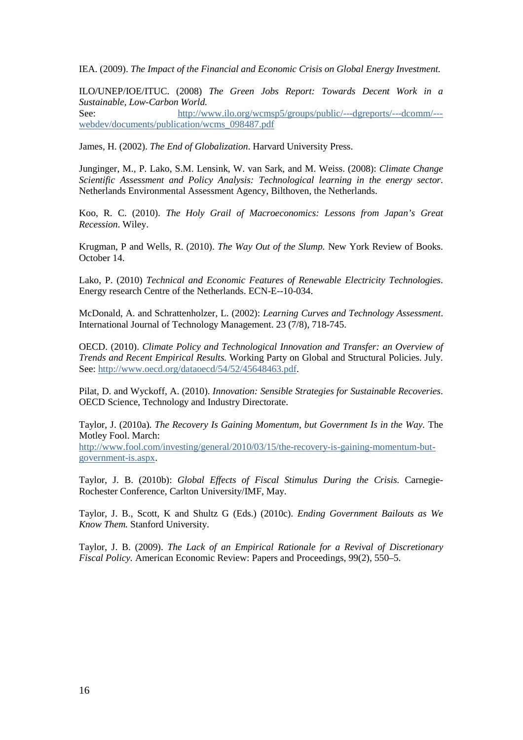IEA. (2009). *The Impact of the Financial and Economic Crisis on Global Energy Investment.*

ILO/UNEP/IOE/ITUC. (2008) *The Green Jobs Report: Towards Decent Work in a Sustainable, Low-Carbon World.*
See: http://www.ilo.org/wcmsp5/groups/public/---dgreports/---dcomm/---webdev/documents/publication/wcms_098487.pdf

James, H. (2002). *The End of Globalization*. Harvard University Press.

Junginger, M., P. Lako, S.M. Lensink, W. van Sark, and M. Weiss. (2008): *Climate Change Scientific Assessment and Policy Analysis: Technological learning in the energy sector*. Netherlands Environmental Assessment Agency, Bilthoven, the Netherlands.

Koo, R. C. (2010). *The Holy Grail of Macroeconomics: Lessons from Japan's Great Recession*. Wiley.

Krugman, P and Wells, R. (2010). *The Way Out of the Slump.* New York Review of Books. October 14.

Lako, P. (2010) *Technical and Economic Features of Renewable Electricity Technologies*. Energy research Centre of the Netherlands. ECN-E--10-034.

McDonald, A. and Schrattenholzer, L. (2002): *Learning Curves and Technology Assessment*. International Journal of Technology Management. 23 (7/8), 718-745.

OECD. (2010). *Climate Policy and Technological Innovation and Transfer: an Overview of Trends and Recent Empirical Results.* Working Party on Global and Structural Policies. July. See: http://www.oecd.org/dataoecd/54/52/45648463.pdf.

Pilat, D. and Wyckoff, A. (2010). *Innovation: Sensible Strategies for Sustainable Recoveries*. OECD Science, Technology and Industry Directorate.

Taylor, J. (2010a). *The Recovery Is Gaining Momentum, but Government Is in the Way.* The Motley Fool. March:
http://www.fool.com/investing/general/2010/03/15/the-recovery-is-gaining-momentum-but-government-is.aspx.

Taylor, J. B. (2010b): *Global Effects of Fiscal Stimulus During the Crisis.* Carnegie-Rochester Conference, Carlton University/IMF, May.

Taylor, J. B., Scott, K and Shultz G (Eds.) (2010c). *Ending Government Bailouts as We Know Them.* Stanford University.

Taylor, J. B. (2009). *The Lack of an Empirical Rationale for a Revival of Discretionary Fiscal Policy.* American Economic Review: Papers and Proceedings, 99(2), 550–5.